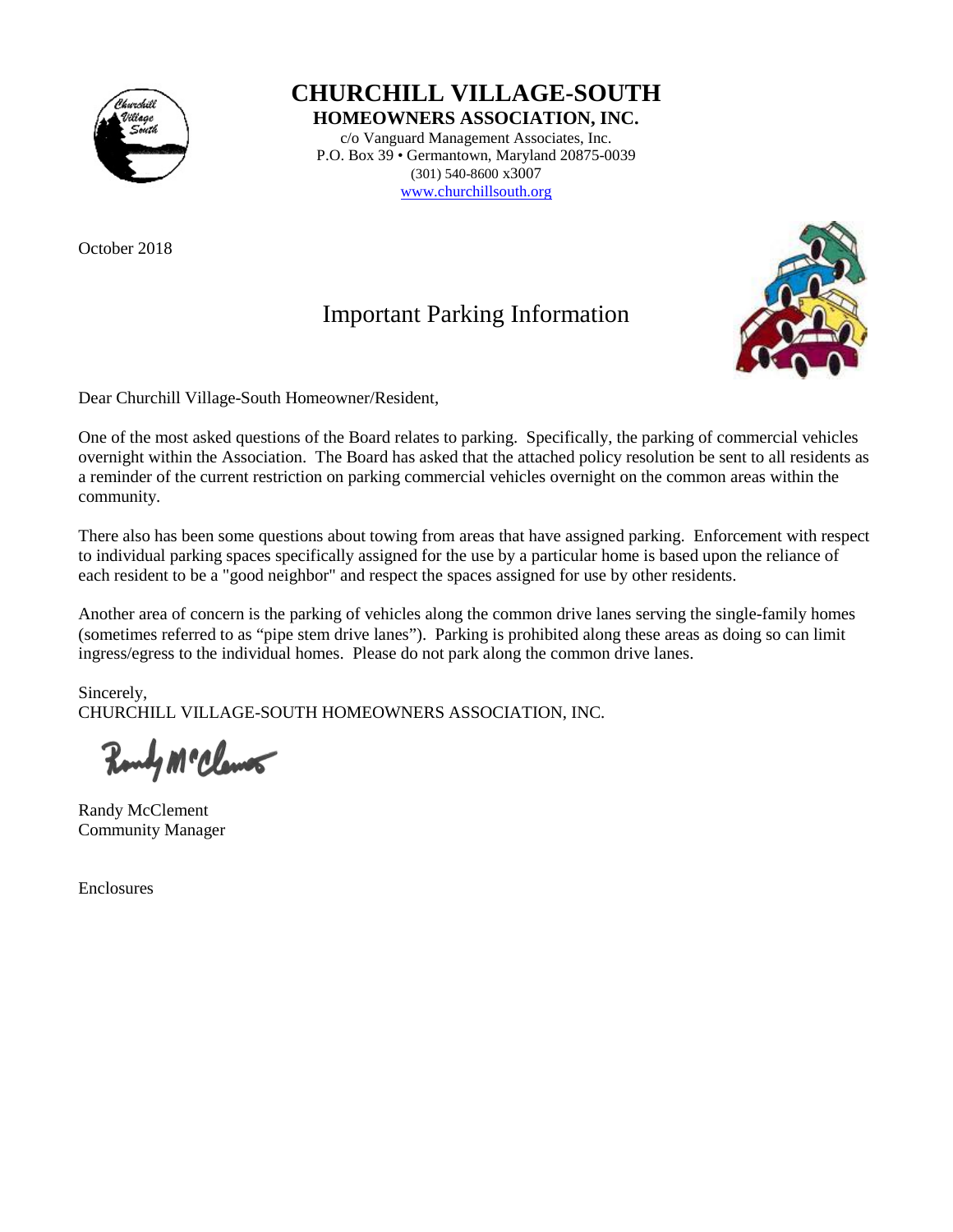# CHURCHILL VILLAGE-SOUTH

## HOMEOWNERS ASSOCIATION, INC.

c/o Vanguard Management Associates, Inc.
P.O. Box 39 • Germantown, Maryland 20875-0039
(301) 540-8600 x3007
www.churchillsouth.org

October 2018

## Important Parking Information

Dear Churchill Village-South Homeowner/Resident,

One of the most asked questions of the Board relates to parking. Specifically, the parking of commercial vehicles overnight within the Association. The Board has asked that the attached policy resolution be sent to all residents as a reminder of the current restriction on parking commercial vehicles overnight on the common areas within the community.

There also has been some questions about towing from areas that have assigned parking. Enforcement with respect to individual parking spaces specifically assigned for the use by a particular home is based upon the reliance of each resident to be a "good neighbor" and respect the spaces assigned for use by other residents.

Another area of concern is the parking of vehicles along the common drive lanes serving the single-family homes (sometimes referred to as "pipe stem drive lanes"). Parking is prohibited along these areas as doing so can limit ingress/egress to the individual homes. Please do not park along the common drive lanes.

Sincerely,
CHURCHILL VILLAGE-SOUTH HOMEOWNERS ASSOCIATION, INC.

Randy McClement
Community Manager

Enclosures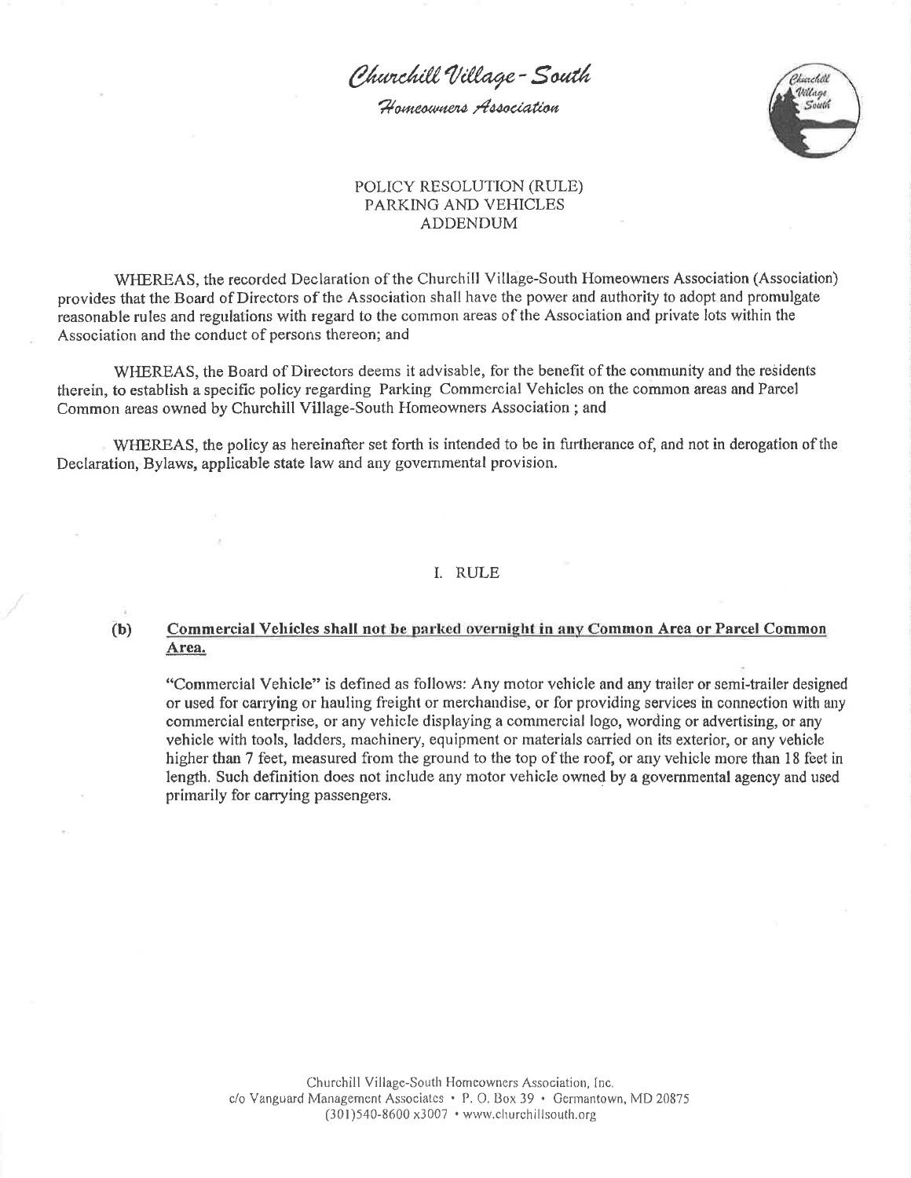# Churchill Village - South

## Homeowners Association

POLICY RESOLUTION (RULE)
PARKING AND VEHICLES
ADDENDUM

WHEREAS, the recorded Declaration of the Churchill Village-South Homeowners Association (Association) provides that the Board of Directors of the Association shall have the power and authority to adopt and promulgate reasonable rules and regulations with regard to the common areas of the Association and private lots within the Association and the conduct of persons thereon; and

WHEREAS, the Board of Directors deems it advisable, for the benefit of the community and the residents therein, to establish a specific policy regarding Parking Commercial Vehicles on the common areas and Parcel Common areas owned by Churchill Village-South Homeowners Association ; and

WHEREAS, the policy as hereinafter set forth is intended to be in furtherance of, and not in derogation of the Declaration, Bylaws, applicable state law and any governmental provision.

## I. RULE

**(b) Commercial Vehicles shall not be parked overnight in any Common Area or Parcel Common Area.**

"Commercial Vehicle" is defined as follows: Any motor vehicle and any trailer or semi-trailer designed or used for carrying or hauling freight or merchandise, or for providing services in connection with any commercial enterprise, or any vehicle displaying a commercial logo, wording or advertising, or any vehicle with tools, ladders, machinery, equipment or materials carried on its exterior, or any vehicle higher than 7 feet, measured from the ground to the top of the roof, or any vehicle more than 18 feet in length. Such definition does not include any motor vehicle owned by a governmental agency and used primarily for carrying passengers.

Churchill Village-South Homeowners Association, Inc.
c/o Vanguard Management Associates • P. O. Box 39 • Germantown, MD 20875
(301)540-8600 x3007 • www.churchillsouth.org